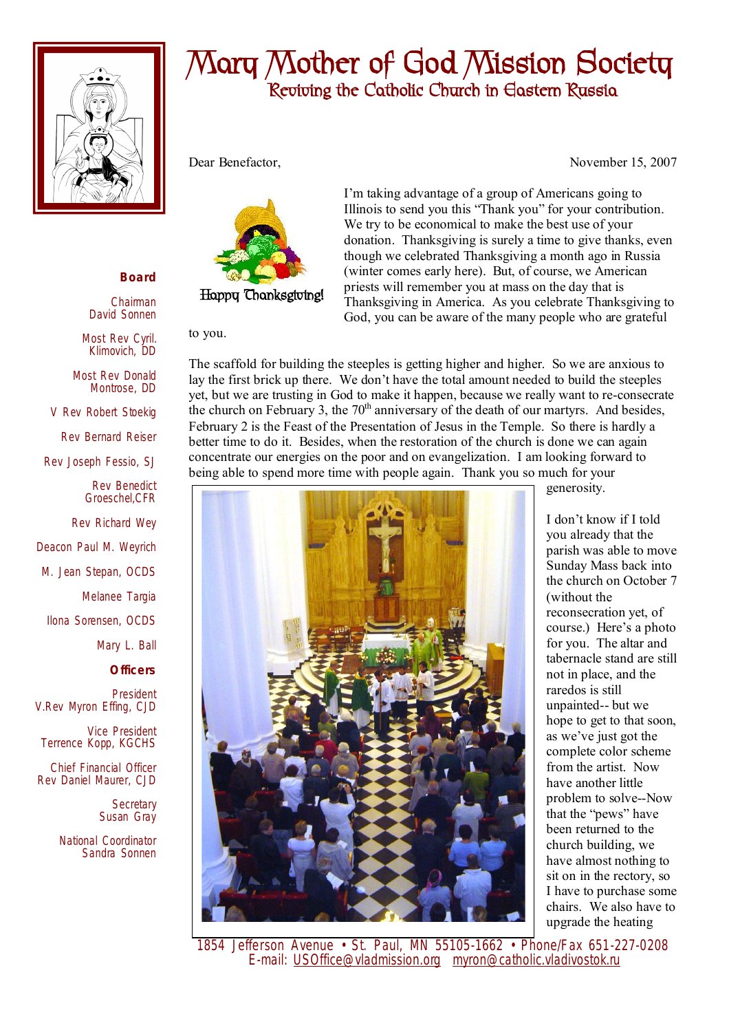# Mary Mother of God Mission Society

## Reviving the Catholic Church in Eastern Russia

**Board**

Chairman
David Sonnen

Most Rev Cyril. Klimovich, DD

Most Rev Donald Montrose, DD

V Rev Robert Stoekig

Rev Bernard Reiser

Rev Joseph Fessio, SJ

Rev Benedict Groeschel,CFR

Rev Richard Wey

Deacon Paul M. Weyrich

M. Jean Stepan, OCDS

Melanee Targia

Ilona Sorensen, OCDS

Mary L. Ball

**Officers**

President
V.Rev Myron Effing, CJD

Vice President
Terrence Kopp, KGCHS

Chief Financial Officer
Rev Daniel Maurer, CJD

Secretary
Susan Gray

National Coordinator
Sandra Sonnen

Dear Benefactor,

November 15, 2007

Happy Thanksgiving!

I'm taking advantage of a group of Americans going to Illinois to send you this "Thank you" for your contribution. We try to be economical to make the best use of your donation. Thanksgiving is surely a time to give thanks, even though we celebrated Thanksgiving a month ago in Russia (winter comes early here). But, of course, we American priests will remember you at mass on the day that is Thanksgiving in America. As you celebrate Thanksgiving to God, you can be aware of the many people who are grateful to you.

The scaffold for building the steeples is getting higher and higher. So we are anxious to lay the first brick up there. We don't have the total amount needed to build the steeples yet, but we are trusting in God to make it happen, because we really want to re-consecrate the church on February 3, the 70th anniversary of the death of our martyrs. And besides, February 2 is the Feast of the Presentation of Jesus in the Temple. So there is hardly a better time to do it. Besides, when the restoration of the church is done we can again concentrate our energies on the poor and on evangelization. I am looking forward to being able to spend more time with people again. Thank you so much for your generosity.

I don't know if I told you already that the parish was able to move Sunday Mass back into the church on October 7 (without the reconsecration yet, of course.) Here's a photo for you. The altar and tabernacle stand are still not in place, and the raredos is still unpainted-- but we hope to get to that soon, as we've just got the complete color scheme from the artist. Now have another little problem to solve--Now that the "pews" have been returned to the church building, we have almost nothing to sit on in the rectory, so I have to purchase some chairs. We also have to upgrade the heating

1854 Jefferson Avenue • St. Paul, MN 55105-1662 • Phone/Fax 651-227-0208
E-mail: USOffice@vladmission.org myron@catholic.vladivostok.ru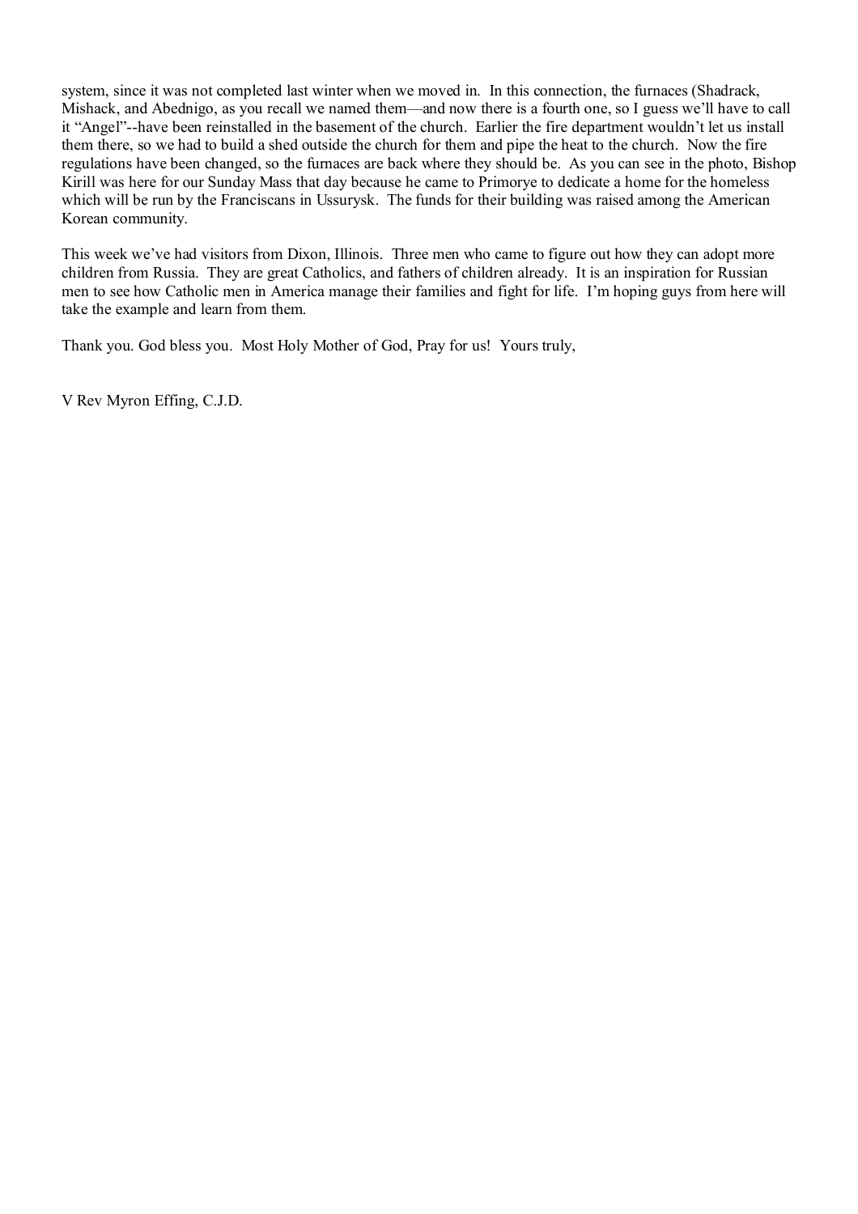system, since it was not completed last winter when we moved in. In this connection, the furnaces (Shadrack, Mishack, and Abednigo, as you recall we named them—and now there is a fourth one, so I guess we'll have to call it "Angel"--have been reinstalled in the basement of the church. Earlier the fire department wouldn't let us install them there, so we had to build a shed outside the church for them and pipe the heat to the church. Now the fire regulations have been changed, so the furnaces are back where they should be. As you can see in the photo, Bishop Kirill was here for our Sunday Mass that day because he came to Primorye to dedicate a home for the homeless which will be run by the Franciscans in Ussurysk. The funds for their building was raised among the American Korean community.

This week we've had visitors from Dixon, Illinois. Three men who came to figure out how they can adopt more children from Russia. They are great Catholics, and fathers of children already. It is an inspiration for Russian men to see how Catholic men in America manage their families and fight for life. I'm hoping guys from here will take the example and learn from them.

Thank you. God bless you. Most Holy Mother of God, Pray for us! Yours truly,

V Rev Myron Effing, C.J.D.